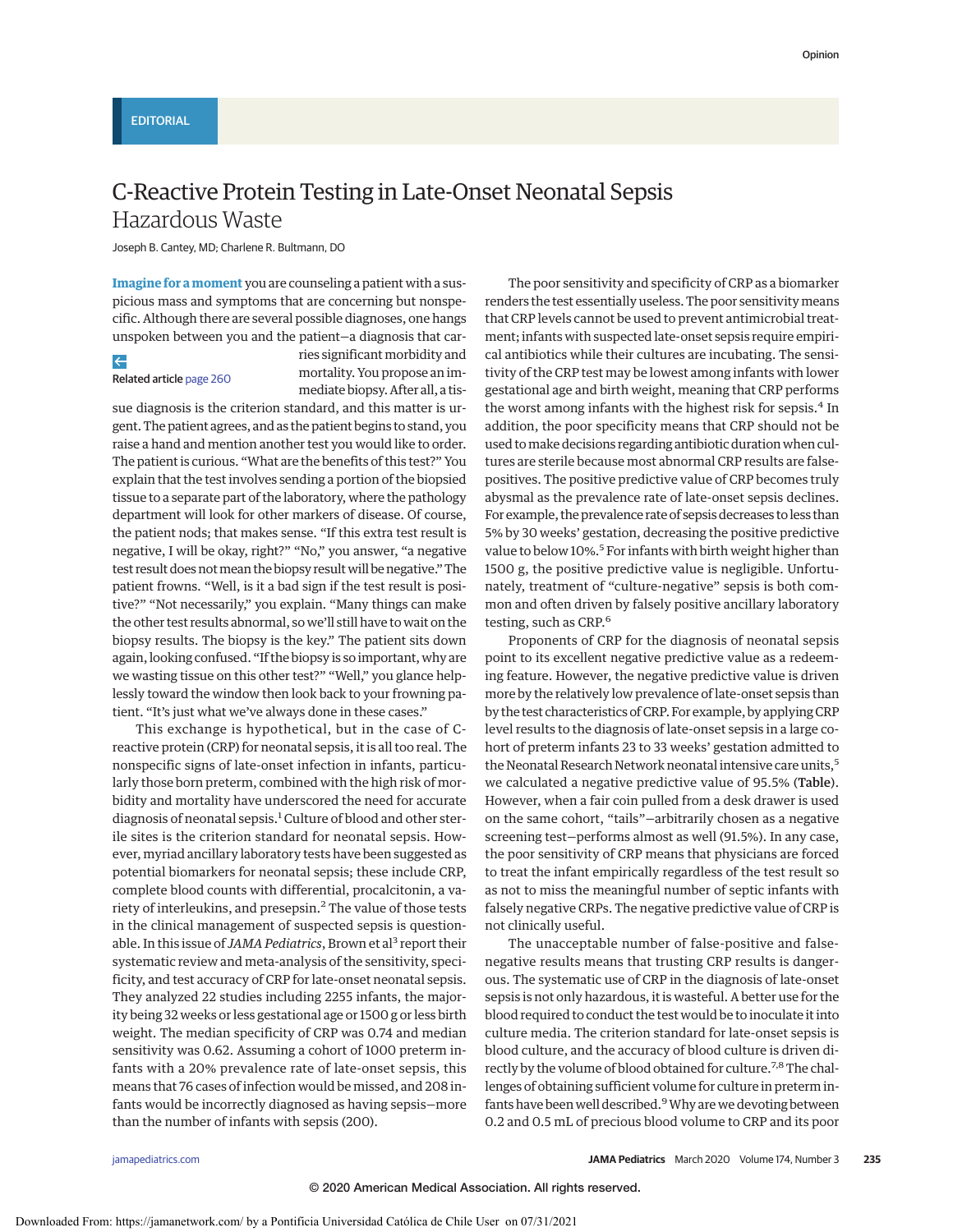EDITORIAL

# C-Reactive Protein Testing in Late-Onset Neonatal Sepsis
## Hazardous Waste

Joseph B. Cantey, MD; Charlene R. Bultmann, DO

Related article page 260

**Imagine for a moment** you are counseling a patient with a suspicious mass and symptoms that are concerning but nonspecific. Although there are several possible diagnoses, one hangs unspoken between you and the patient—a diagnosis that carries significant morbidity and mortality. You propose an immediate biopsy. After all, a tissue diagnosis is the criterion standard, and this matter is urgent. The patient agrees, and as the patient begins to stand, you raise a hand and mention another test you would like to order. The patient is curious. "What are the benefits of this test?" You explain that the test involves sending a portion of the biopsied tissue to a separate part of the laboratory, where the pathology department will look for other markers of disease. Of course, the patient nods; that makes sense. "If this extra test result is negative, I will be okay, right?" "No," you answer, "a negative test result does not mean the biopsy result will be negative." The patient frowns. "Well, is it a bad sign if the test result is positive?" "Not necessarily," you explain. "Many things can make the other test results abnormal, so we'll still have to wait on the biopsy results. The biopsy is the key." The patient sits down again, looking confused. "If the biopsy is so important, why are we wasting tissue on this other test?" "Well," you glance helplessly toward the window then look back to your frowning patient. "It's just what we've always done in these cases."

This exchange is hypothetical, but in the case of C-reactive protein (CRP) for neonatal sepsis, it is all too real. The nonspecific signs of late-onset infection in infants, particularly those born preterm, combined with the high risk of morbidity and mortality have underscored the need for accurate diagnosis of neonatal sepsis.[1] Culture of blood and other sterile sites is the criterion standard for neonatal sepsis. However, myriad ancillary laboratory tests have been suggested as potential biomarkers for neonatal sepsis; these include CRP, complete blood counts with differential, procalcitonin, a variety of interleukins, and presepsin.[2] The value of those tests in the clinical management of suspected sepsis is questionable. In this issue of *JAMA Pediatrics*, Brown et al[3] report their systematic review and meta-analysis of the sensitivity, specificity, and test accuracy of CRP for late-onset neonatal sepsis. They analyzed 22 studies including 2255 infants, the majority being 32 weeks or less gestational age or 1500 g or less birth weight. The median specificity of CRP was 0.74 and median sensitivity was 0.62. Assuming a cohort of 1000 preterm infants with a 20% prevalence rate of late-onset sepsis, this means that 76 cases of infection would be missed, and 208 infants would be incorrectly diagnosed as having sepsis—more than the number of infants with sepsis (200).

The poor sensitivity and specificity of CRP as a biomarker renders the test essentially useless. The poor sensitivity means that CRP levels cannot be used to prevent antimicrobial treatment; infants with suspected late-onset sepsis require empirical antibiotics while their cultures are incubating. The sensitivity of the CRP test may be lowest among infants with lower gestational age and birth weight, meaning that CRP performs the worst among infants with the highest risk for sepsis.[4] In addition, the poor specificity means that CRP should not be used to make decisions regarding antibiotic duration when cultures are sterile because most abnormal CRP results are false-positives. The positive predictive value of CRP becomes truly abysmal as the prevalence rate of late-onset sepsis declines. For example, the prevalence rate of sepsis decreases to less than 5% by 30 weeks' gestation, decreasing the positive predictive value to below 10%.[5] For infants with birth weight higher than 1500 g, the positive predictive value is negligible. Unfortunately, treatment of "culture-negative" sepsis is both common and often driven by falsely positive ancillary laboratory testing, such as CRP.[6]

Proponents of CRP for the diagnosis of neonatal sepsis point to its excellent negative predictive value as a redeeming feature. However, the negative predictive value is driven more by the relatively low prevalence of late-onset sepsis than by the test characteristics of CRP. For example, by applying CRP level results to the diagnosis of late-onset sepsis in a large cohort of preterm infants 23 to 33 weeks' gestation admitted to the Neonatal Research Network neonatal intensive care units,[5] we calculated a negative predictive value of 95.5% (Table). However, when a fair coin pulled from a desk drawer is used on the same cohort, "tails"—arbitrarily chosen as a negative screening test—performs almost as well (91.5%). In any case, the poor sensitivity of CRP means that physicians are forced to treat the infant empirically regardless of the test result so as not to miss the meaningful number of septic infants with falsely negative CRPs. The negative predictive value of CRP is not clinically useful.

The unacceptable number of false-positive and false-negative results means that trusting CRP results is dangerous. The systematic use of CRP in the diagnosis of late-onset sepsis is not only hazardous, it is wasteful. A better use for the blood required to conduct the test would be to inoculate it into culture media. The criterion standard for late-onset sepsis is blood culture, and the accuracy of blood culture is driven directly by the volume of blood obtained for culture.[7,8] The challenges of obtaining sufficient volume for culture in preterm infants have been well described.[9] Why are we devoting between 0.2 and 0.5 mL of precious blood volume to CRP and its poor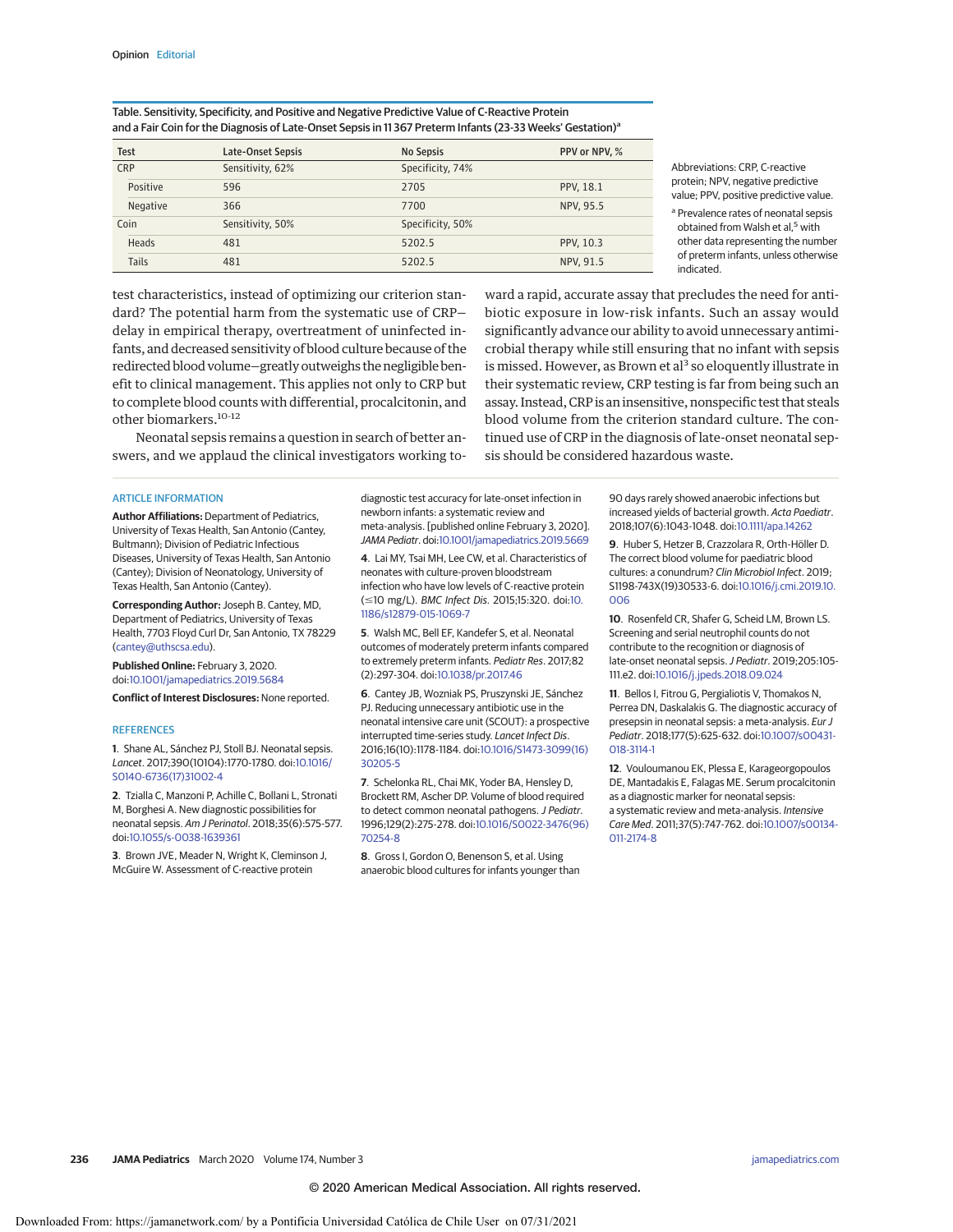Table. Sensitivity, Specificity, and Positive and Negative Predictive Value of C-Reactive Protein and a Fair Coin for the Diagnosis of Late-Onset Sepsis in 11 367 Preterm Infants (23-33 Weeks' Gestation)[a]

| Test | Late-Onset Sepsis | No Sepsis | PPV or NPV, % |
|---|---|---|---|
| CRP | Sensitivity, 62% | Specificity, 74% | |
| Positive | 596 | 2705 | PPV, 18.1 |
| Negative | 366 | 7700 | NPV, 95.5 |
| Coin | Sensitivity, 50% | Specificity, 50% | |
| Heads | 481 | 5202.5 | PPV, 10.3 |
| Tails | 481 | 5202.5 | NPV, 91.5 |

Abbreviations: CRP, C-reactive protein; NPV, negative predictive value; PPV, positive predictive value.

[a] Prevalence rates of neonatal sepsis obtained from Walsh et al,[5] with other data representing the number of preterm infants, unless otherwise indicated.

test characteristics, instead of optimizing our criterion standard? The potential harm from the systematic use of CRP—delay in empirical therapy, overtreatment of uninfected infants, and decreased sensitivity of blood culture because of the redirected blood volume—greatly outweighs the negligible benefit to clinical management. This applies not only to CRP but to complete blood counts with differential, procalcitonin, and other biomarkers.[10-12]

Neonatal sepsis remains a question in search of better answers, and we applaud the clinical investigators working toward a rapid, accurate assay that precludes the need for antibiotic exposure in low-risk infants. Such an assay would significantly advance our ability to avoid unnecessary antimicrobial therapy while still ensuring that no infant with sepsis is missed. However, as Brown et al[3] so eloquently illustrate in their systematic review, CRP testing is far from being such an assay. Instead, CRP is an insensitive, nonspecific test that steals blood volume from the criterion standard culture. The continued use of CRP in the diagnosis of late-onset neonatal sepsis should be considered hazardous waste.

## ARTICLE INFORMATION

**Author Affiliations:** Department of Pediatrics, University of Texas Health, San Antonio (Cantey, Bultmann); Division of Pediatric Infectious Diseases, University of Texas Health, San Antonio (Cantey); Division of Neonatology, University of Texas Health, San Antonio (Cantey).

**Corresponding Author:** Joseph B. Cantey, MD, Department of Pediatrics, University of Texas Health, 7703 Floyd Curl Dr, San Antonio, TX 78229 (cantey@uthscsa.edu).

**Published Online:** February 3, 2020. doi:10.1001/jamapediatrics.2019.5684

**Conflict of Interest Disclosures:** None reported.

## REFERENCES

1. Shane AL, Sánchez PJ, Stoll BJ. Neonatal sepsis. *Lancet*. 2017;390(10104):1770-1780. doi:10.1016/S0140-6736(17)31002-4

2. Tzialla C, Manzoni P, Achille C, Bollani L, Stronati M, Borghesi A. New diagnostic possibilities for neonatal sepsis. *Am J Perinatol*. 2018;35(6):575-577. doi:10.1055/s-0038-1639361

3. Brown JVE, Meader N, Wright K, Cleminson J, McGuire W. Assessment of C-reactive protein diagnostic test accuracy for late-onset infection in newborn infants: a systematic review and meta-analysis. [published online February 3, 2020]. *JAMA Pediatr*. doi:10.1001/jamapediatrics.2019.5669

4. Lai MY, Tsai MH, Lee CW, et al. Characteristics of neonates with culture-proven bloodstream infection who have low levels of C-reactive protein (≤10 mg/L). *BMC Infect Dis*. 2015;15:320. doi:10.1186/s12879-015-1069-7

5. Walsh MC, Bell EF, Kandefer S, et al. Neonatal outcomes of moderately preterm infants compared to extremely preterm infants. *Pediatr Res*. 2017;82(2):297-304. doi:10.1038/pr.2017.46

6. Cantey JB, Wozniak PS, Pruszynski JE, Sánchez PJ. Reducing unnecessary antibiotic use in the neonatal intensive care unit (SCOUT): a prospective interrupted time-series study. *Lancet Infect Dis*. 2016;16(10):1178-1184. doi:10.1016/S1473-3099(16)30205-5

7. Schelonka RL, Chai MK, Yoder BA, Hensley D, Brockett RM, Ascher DP. Volume of blood required to detect common neonatal pathogens. *J Pediatr*. 1996;129(2):275-278. doi:10.1016/S0022-3476(96)70254-8

8. Gross I, Gordon O, Benenson S, et al. Using anaerobic blood cultures for infants younger than 90 days rarely showed anaerobic infections but increased yields of bacterial growth. *Acta Paediatr*. 2018;107(6):1043-1048. doi:10.1111/apa.14262

9. Huber S, Hetzer B, Crazzolara R, Orth-Höller D. The correct blood volume for paediatric blood cultures: a conundrum? *Clin Microbiol Infect*. 2019; S1198-743X(19)30533-6. doi:10.1016/j.cmi.2019.10.006

10. Rosenfeld CR, Shafer G, Scheid LM, Brown LS. Screening and serial neutrophil counts do not contribute to the recognition or diagnosis of late-onset neonatal sepsis. *J Pediatr*. 2019;205:105-111.e2. doi:10.1016/j.jpeds.2018.09.024

11. Bellos I, Fitrou G, Pergialiotis V, Thomakos N, Perrea DN, Daskalakis G. The diagnostic accuracy of presepsin in neonatal sepsis: a meta-analysis. *Eur J Pediatr*. 2018;177(5):625-632. doi:10.1007/s00431-018-3114-1

12. Vouloumanou EK, Plessa E, Karageorgopoulos DE, Mantadakis E, Falagas ME. Serum procalcitonin as a diagnostic marker for neonatal sepsis: a systematic review and meta-analysis. *Intensive Care Med*. 2011;37(5):747-762. doi:10.1007/s00134-011-2174-8